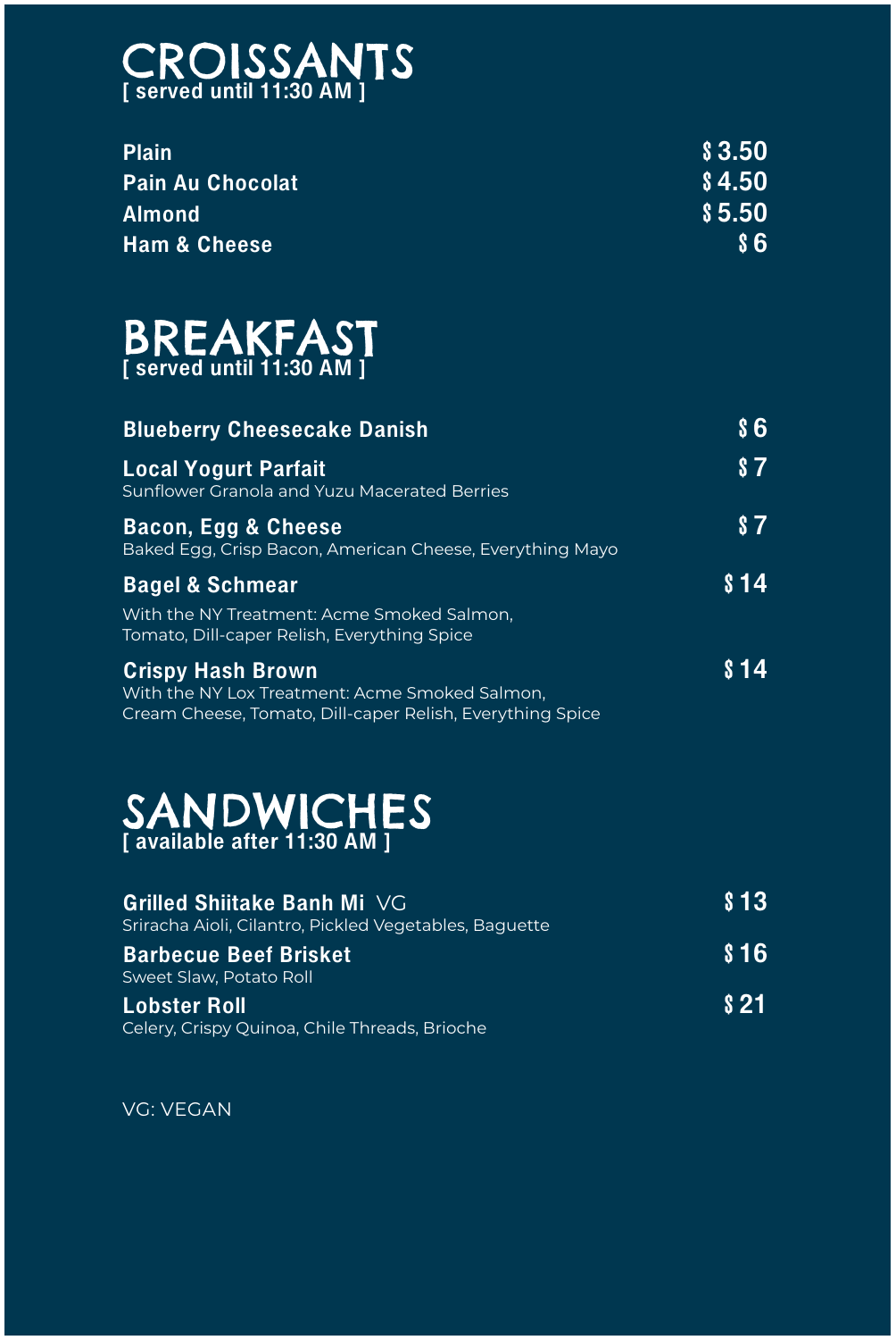# CROISSANTS
[ served until 11:30 AM ]

**Plain** $3.50

**Pain Au Chocolat** $4.50

**Almond** $5.50

**Ham & Cheese** $6

# BREAKFAST
[ served until 11:30 AM ]

**Blueberry Cheesecake Danish** $6

**Local Yogurt Parfait** $7
Sunflower Granola and Yuzu Macerated Berries

**Bacon, Egg & Cheese** $7
Baked Egg, Crisp Bacon, American Cheese, Everything Mayo

**Bagel & Schmear** $14
With the NY Treatment: Acme Smoked Salmon, Tomato, Dill-caper Relish, Everything Spice

**Crispy Hash Brown** $14
With the NY Lox Treatment: Acme Smoked Salmon, Cream Cheese, Tomato, Dill-caper Relish, Everything Spice

# SANDWICHES
[ available after 11:30 AM ]

**Grilled Shiitake Banh Mi** VG $13
Sriracha Aioli, Cilantro, Pickled Vegetables, Baguette

**Barbecue Beef Brisket** $16
Sweet Slaw, Potato Roll

**Lobster Roll** $21
Celery, Crispy Quinoa, Chile Threads, Brioche

VG: VEGAN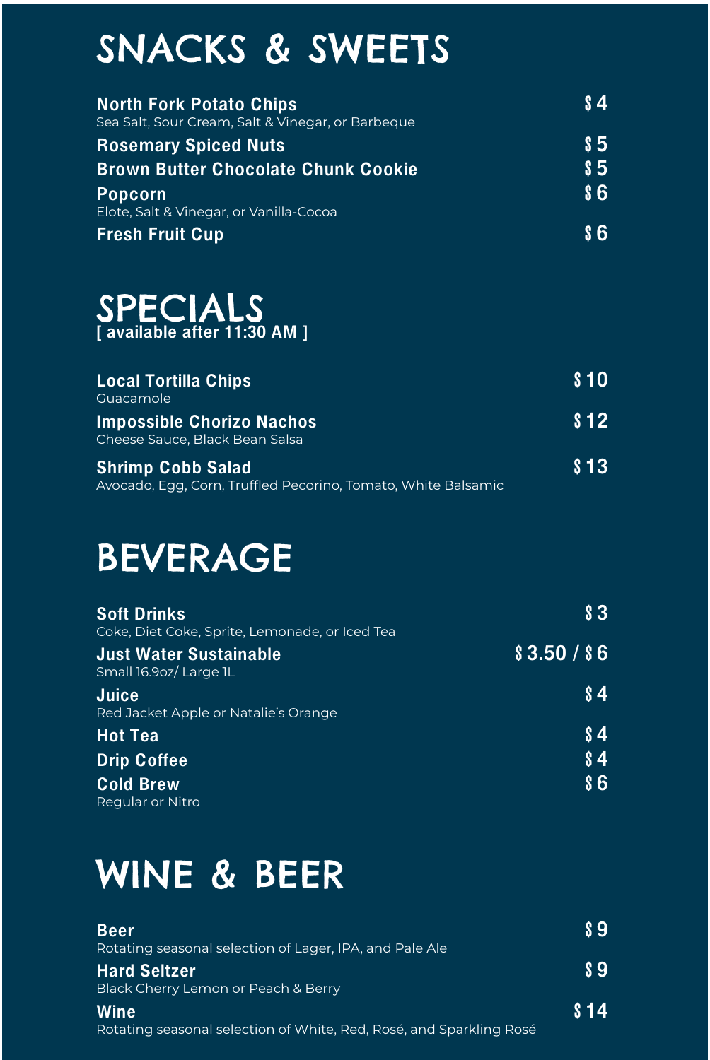# SNACKS & SWEETS

**North Fork Potato Chips** — $4
Sea Salt, Sour Cream, Salt & Vinegar, or Barbeque

**Rosemary Spiced Nuts** — $5

**Brown Butter Chocolate Chunk Cookie** — $5

**Popcorn** — $6
Elote, Salt & Vinegar, or Vanilla-Cocoa

**Fresh Fruit Cup** — $6

# SPECIALS

**[ available after 11:30 AM ]**

**Local Tortilla Chips** — $10
Guacamole

**Impossible Chorizo Nachos** — $12
Cheese Sauce, Black Bean Salsa

**Shrimp Cobb Salad** — $13
Avocado, Egg, Corn, Truffled Pecorino, Tomato, White Balsamic

# BEVERAGE

**Soft Drinks** — $3
Coke, Diet Coke, Sprite, Lemonade, or Iced Tea

**Just Water Sustainable** — $3.50 / $6
Small 16.9oz/ Large 1L

**Juice** — $4
Red Jacket Apple or Natalie's Orange

**Hot Tea** — $4

**Drip Coffee** — $4

**Cold Brew** — $6
Regular or Nitro

# WINE & BEER

**Beer** — $9
Rotating seasonal selection of Lager, IPA, and Pale Ale

**Hard Seltzer** — $9
Black Cherry Lemon or Peach & Berry

**Wine** — $14
Rotating seasonal selection of White, Red, Rosé, and Sparkling Rosé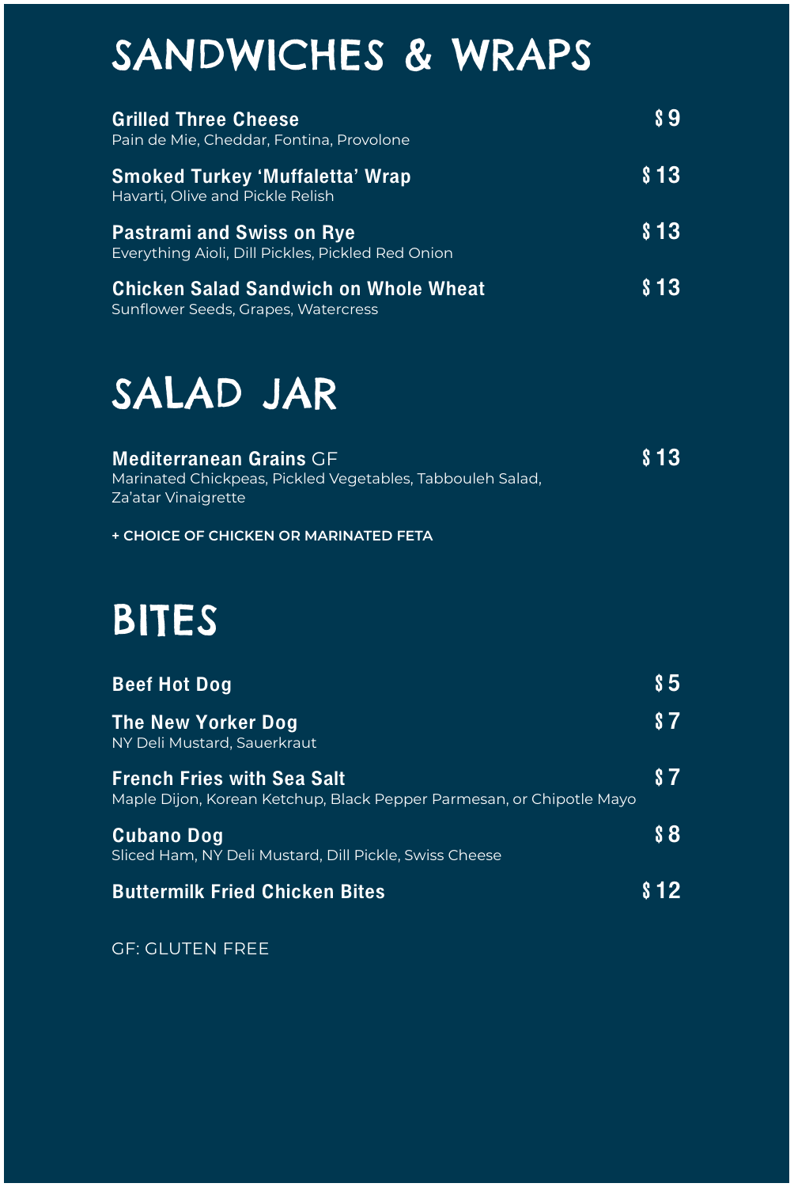# SANDWICHES & WRAPS

**Grilled Three Cheese** $9
Pain de Mie, Cheddar, Fontina, Provolone

**Smoked Turkey 'Muffaletta' Wrap** $13
Havarti, Olive and Pickle Relish

**Pastrami and Swiss on Rye** $13
Everything Aioli, Dill Pickles, Pickled Red Onion

**Chicken Salad Sandwich on Whole Wheat** $13
Sunflower Seeds, Grapes, Watercress

# SALAD JAR

**Mediterranean Grains** GF $13
Marinated Chickpeas, Pickled Vegetables, Tabbouleh Salad, Za'atar Vinaigrette

**+ CHOICE OF CHICKEN OR MARINATED FETA**

# BITES

**Beef Hot Dog** $5

**The New Yorker Dog** $7
NY Deli Mustard, Sauerkraut

**French Fries with Sea Salt** $7
Maple Dijon, Korean Ketchup, Black Pepper Parmesan, or Chipotle Mayo

**Cubano Dog** $8
Sliced Ham, NY Deli Mustard, Dill Pickle, Swiss Cheese

**Buttermilk Fried Chicken Bites** $12

GF: GLUTEN FREE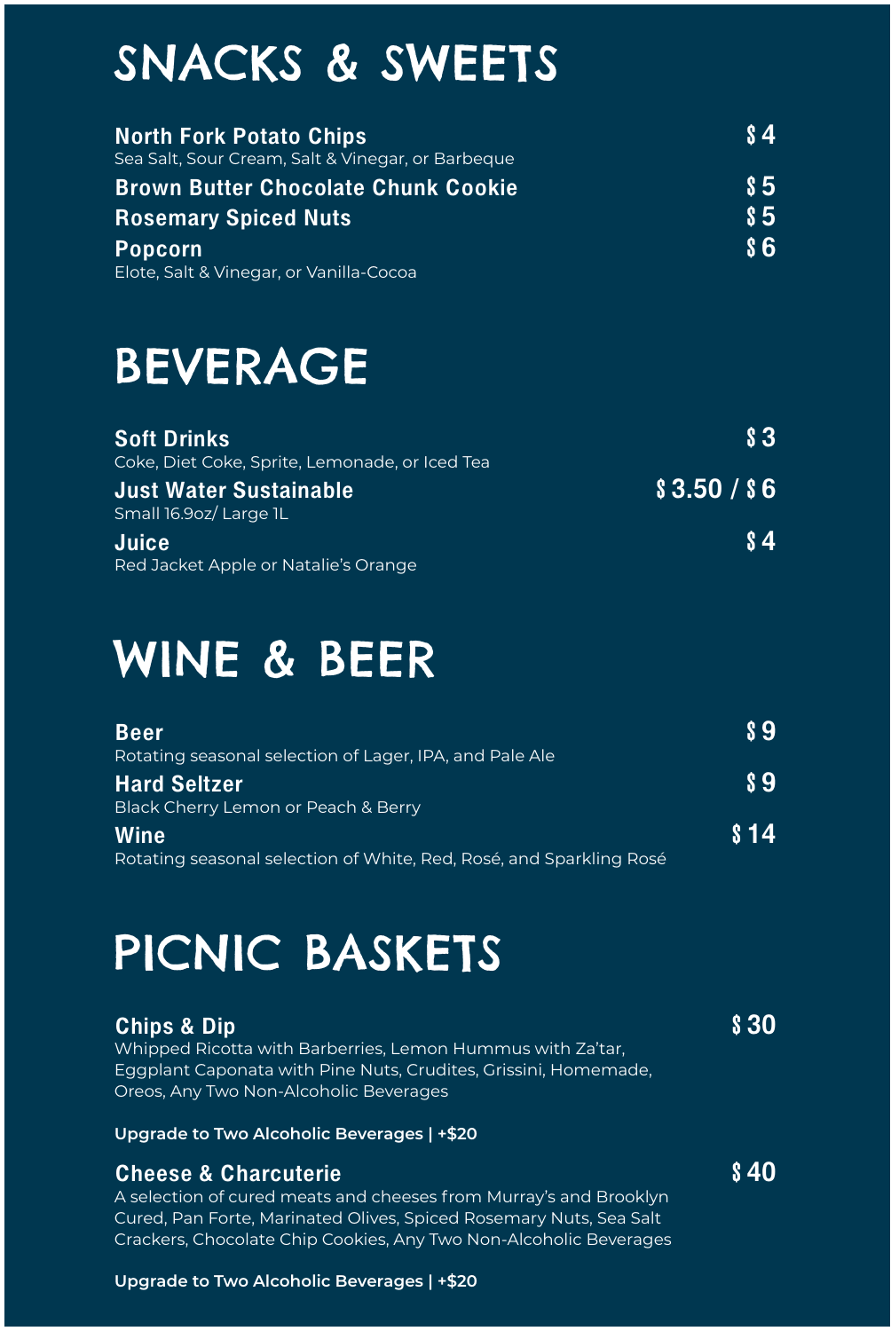# SNACKS & SWEETS

**North Fork Potato Chips** — **$4**
Sea Salt, Sour Cream, Salt & Vinegar, or Barbeque

**Brown Butter Chocolate Chunk Cookie** — **$5**

**Rosemary Spiced Nuts** — **$5**

**Popcorn** — **$6**
Elote, Salt & Vinegar, or Vanilla-Cocoa

# BEVERAGE

**Soft Drinks** — **$3**
Coke, Diet Coke, Sprite, Lemonade, or Iced Tea

**Just Water Sustainable** — **$3.50 / $6**
Small 16.9oz/ Large 1L

**Juice** — **$4**
Red Jacket Apple or Natalie's Orange

# WINE & BEER

**Beer** — **$9**
Rotating seasonal selection of Lager, IPA, and Pale Ale

**Hard Seltzer** — **$9**
Black Cherry Lemon or Peach & Berry

**Wine** — **$14**
Rotating seasonal selection of White, Red, Rosé, and Sparkling Rosé

# PICNIC BASKETS

**Chips & Dip** — **$30**
Whipped Ricotta with Barberries, Lemon Hummus with Za'tar, Eggplant Caponata with Pine Nuts, Crudites, Grissini, Homemade, Oreos, Any Two Non-Alcoholic Beverages

**Upgrade to Two Alcoholic Beverages | +$20**

**Cheese & Charcuterie** — **$40**
A selection of cured meats and cheeses from Murray's and Brooklyn Cured, Pan Forte, Marinated Olives, Spiced Rosemary Nuts, Sea Salt Crackers, Chocolate Chip Cookies, Any Two Non-Alcoholic Beverages

**Upgrade to Two Alcoholic Beverages | +$20**